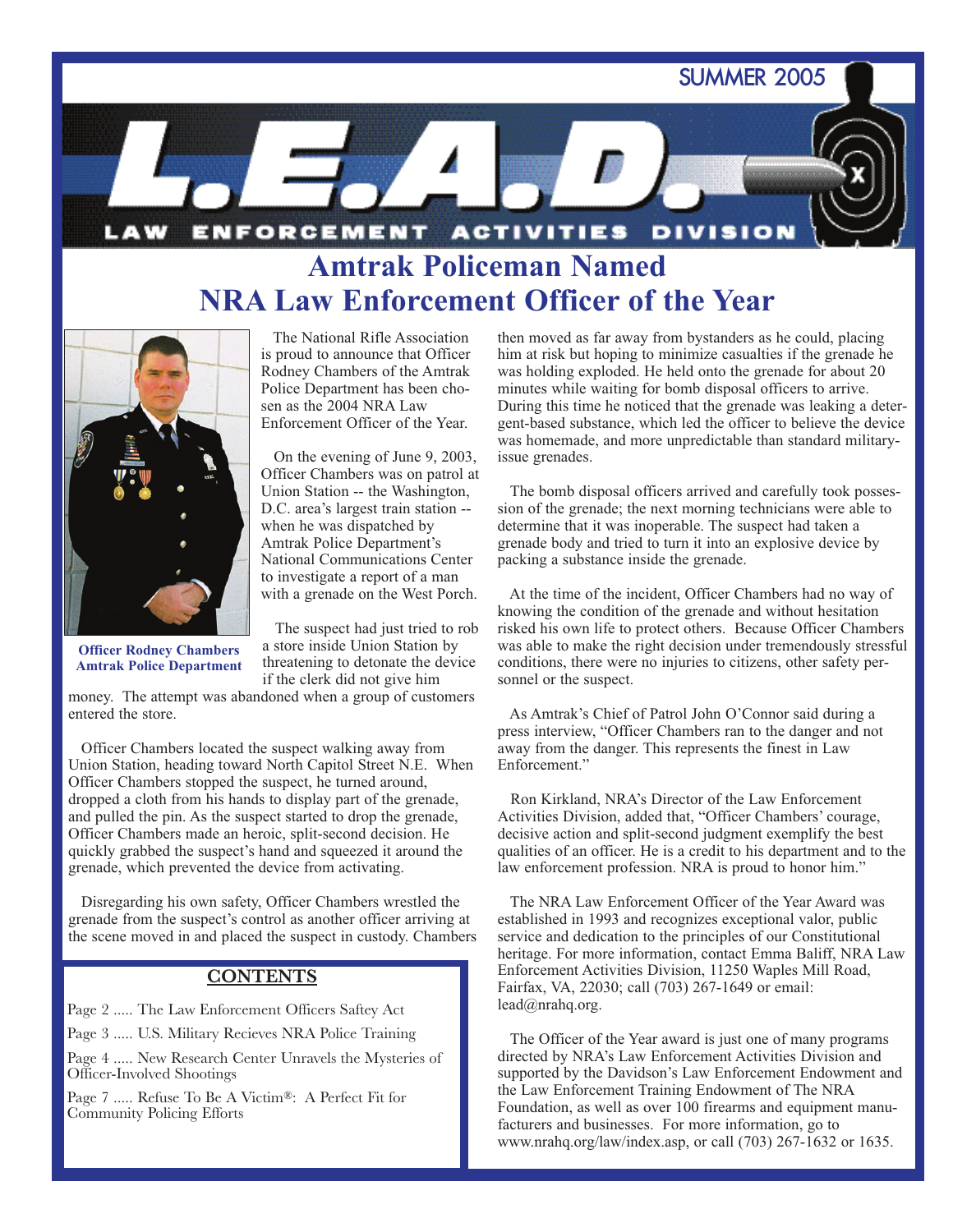SUMMER 2005

# L.E.A.D.

LAW ENFORCEMENT ACTIVITIES DIVISION

## Amtrak Policeman Named NRA Law Enforcement Officer of the Year

**Officer Rodney Chambers Amtrak Police Department**

The National Rifle Association is proud to announce that Officer Rodney Chambers of the Amtrak Police Department has been chosen as the 2004 NRA Law Enforcement Officer of the Year.

On the evening of June 9, 2003, Officer Chambers was on patrol at Union Station -- the Washington, D.C. area's largest train station -- when he was dispatched by Amtrak Police Department's National Communications Center to investigate a report of a man with a grenade on the West Porch.

The suspect had just tried to rob a store inside Union Station by threatening to detonate the device if the clerk did not give him money. The attempt was abandoned when a group of customers entered the store.

Officer Chambers located the suspect walking away from Union Station, heading toward North Capitol Street N.E. When Officer Chambers stopped the suspect, he turned around, dropped a cloth from his hands to display part of the grenade, and pulled the pin. As the suspect started to drop the grenade, Officer Chambers made an heroic, split-second decision. He quickly grabbed the suspect's hand and squeezed it around the grenade, which prevented the device from activating.

Disregarding his own safety, Officer Chambers wrestled the grenade from the suspect's control as another officer arriving at the scene moved in and placed the suspect in custody. Chambers then moved as far away from bystanders as he could, placing him at risk but hoping to minimize casualties if the grenade he was holding exploded. He held onto the grenade for about 20 minutes while waiting for bomb disposal officers to arrive. During this time he noticed that the grenade was leaking a detergent-based substance, which led the officer to believe the device was homemade, and more unpredictable than standard military-issue grenades.

The bomb disposal officers arrived and carefully took possession of the grenade; the next morning technicians were able to determine that it was inoperable. The suspect had taken a grenade body and tried to turn it into an explosive device by packing a substance inside the grenade.

At the time of the incident, Officer Chambers had no way of knowing the condition of the grenade and without hesitation risked his own life to protect others. Because Officer Chambers was able to make the right decision under tremendously stressful conditions, there were no injuries to citizens, other safety personnel or the suspect.

As Amtrak's Chief of Patrol John O'Connor said during a press interview, "Officer Chambers ran to the danger and not away from the danger. This represents the finest in Law Enforcement."

Ron Kirkland, NRA's Director of the Law Enforcement Activities Division, added that, "Officer Chambers' courage, decisive action and split-second judgment exemplify the best qualities of an officer. He is a credit to his department and to the law enforcement profession. NRA is proud to honor him."

The NRA Law Enforcement Officer of the Year Award was established in 1993 and recognizes exceptional valor, public service and dedication to the principles of our Constitutional heritage. For more information, contact Emma Baliff, NRA Law Enforcement Activities Division, 11250 Waples Mill Road, Fairfax, VA, 22030; call (703) 267-1649 or email: lead@nrahq.org.

The Officer of the Year award is just one of many programs directed by NRA's Law Enforcement Activities Division and supported by the Davidson's Law Enforcement Endowment and the Law Enforcement Training Endowment of The NRA Foundation, as well as over 100 firearms and equipment manufacturers and businesses. For more information, go to www.nrahq.org/law/index.asp, or call (703) 267-1632 or 1635.

### CONTENTS

Page 2 ..... The Law Enforcement Officers Saftey Act

Page 3 ..... U.S. Military Recieves NRA Police Training

Page 4 ..... New Research Center Unravels the Mysteries of Officer-Involved Shootings

Page 7 ..... Refuse To Be A Victim®: A Perfect Fit for Community Policing Efforts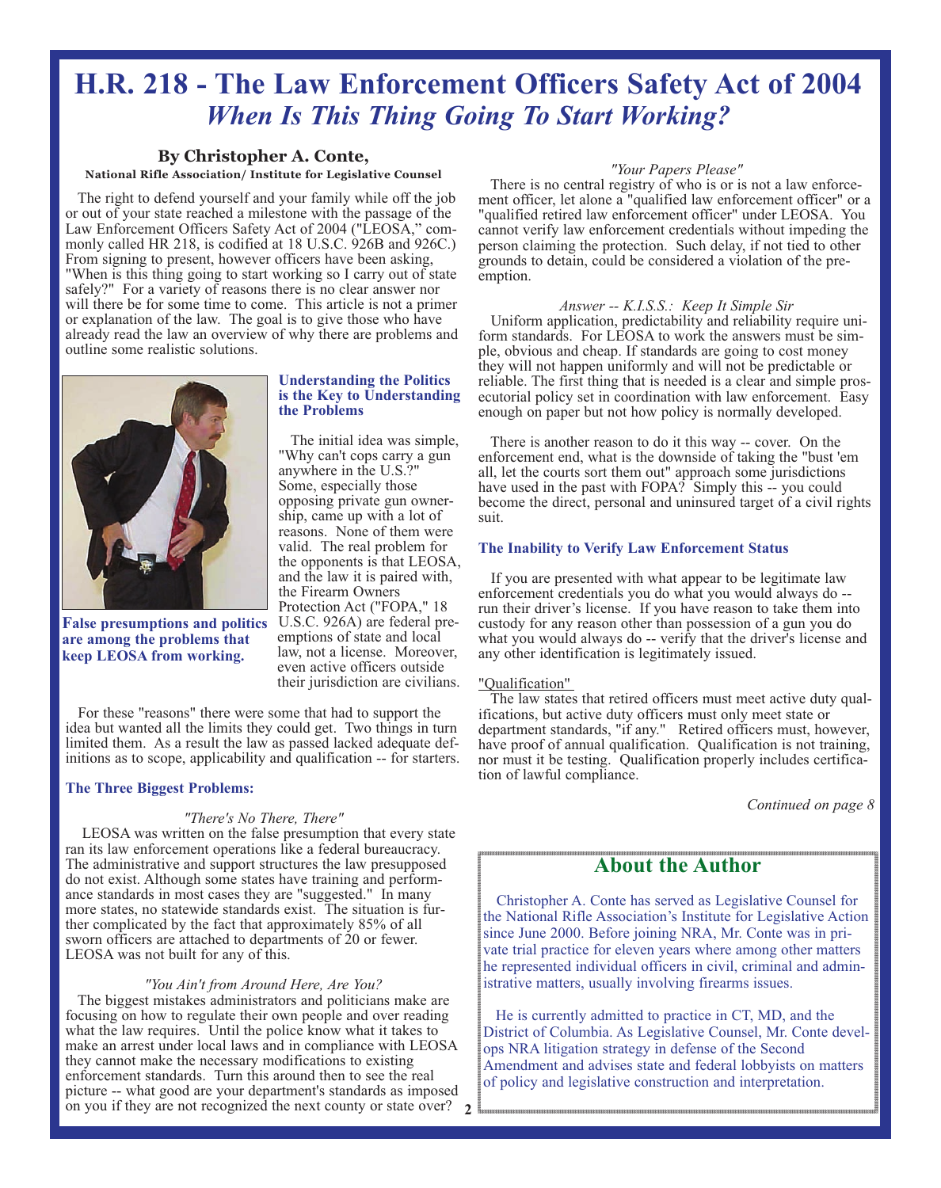# H.R. 218 - The Law Enforcement Officers Safety Act of 2004

## *When Is This Thing Going To Start Working?*

**By Christopher A. Conte,**
**National Rifle Association/ Institute for Legislative Counsel**

The right to defend yourself and your family while off the job or out of your state reached a milestone with the passage of the Law Enforcement Officers Safety Act of 2004 ("LEOSA," commonly called HR 218, is codified at 18 U.S.C. 926B and 926C.) From signing to present, however officers have been asking, "When is this thing going to start working so I carry out of state safely?" For a variety of reasons there is no clear answer nor will there be for some time to come. This article is not a primer or explanation of the law. The goal is to give those who have already read the law an overview of why there are problems and outline some realistic solutions.

**False presumptions and politics are among the problems that keep LEOSA from working.**

### Understanding the Politics is the Key to Understanding the Problems

The initial idea was simple, "Why can't cops carry a gun anywhere in the U.S.?" Some, especially those opposing private gun ownership, came up with a lot of reasons. None of them were valid. The real problem for the opponents is that LEOSA, and the law it is paired with, the Firearm Owners Protection Act ("FOPA," 18 U.S.C. 926A) are federal preemptions of state and local law, not a license. Moreover, even active officers outside their jurisdiction are civilians.

For these "reasons" there were some that had to support the idea but wanted all the limits they could get. Two things in turn limited them. As a result the law as passed lacked adequate definitions as to scope, applicability and qualification -- for starters.

### The Three Biggest Problems:

*"There's No There, There"*

LEOSA was written on the false presumption that every state ran its law enforcement operations like a federal bureaucracy. The administrative and support structures the law presupposed do not exist. Although some states have training and performance standards in most cases they are "suggested." In many more states, no statewide standards exist. The situation is further complicated by the fact that approximately 85% of all sworn officers are attached to departments of 20 or fewer. LEOSA was not built for any of this.

*"You Ain't from Around Here, Are You?*

The biggest mistakes administrators and politicians make are focusing on how to regulate their own people and over reading what the law requires. Until the police know what it takes to make an arrest under local laws and in compliance with LEOSA they cannot make the necessary modifications to existing enforcement standards. Turn this around then to see the real picture -- what good are your department's standards as imposed on you if they are not recognized the next county or state over?

*"Your Papers Please"*

There is no central registry of who is or is not a law enforcement officer, let alone a "qualified law enforcement officer" or a "qualified retired law enforcement officer" under LEOSA. You cannot verify law enforcement credentials without impeding the person claiming the protection. Such delay, if not tied to other grounds to detain, could be considered a violation of the preemption.

*Answer -- K.I.S.S.: Keep It Simple Sir*

Uniform application, predictability and reliability require uniform standards. For LEOSA to work the answers must be simple, obvious and cheap. If standards are going to cost money they will not happen uniformly and will not be predictable or reliable. The first thing that is needed is a clear and simple prosecutorial policy set in coordination with law enforcement. Easy enough on paper but not how policy is normally developed.

There is another reason to do it this way -- cover. On the enforcement end, what is the downside of taking the "bust 'em all, let the courts sort them out" approach some jurisdictions have used in the past with FOPA? Simply this -- you could become the direct, personal and uninsured target of a civil rights suit.

### The Inability to Verify Law Enforcement Status

If you are presented with what appear to be legitimate law enforcement credentials you do what you would always do -- run their driver's license. If you have reason to take them into custody for any reason other than possession of a gun you do what you would always do -- verify that the driver's license and any other identification is legitimately issued.

"Qualification"

The law states that retired officers must meet active duty qualifications, but active duty officers must only meet state or department standards, "if any." Retired officers must, however, have proof of annual qualification. Qualification is not training, nor must it be testing. Qualification properly includes certification of lawful compliance.

*Continued on page 8*

## About the Author

Christopher A. Conte has served as Legislative Counsel for the National Rifle Association's Institute for Legislative Action since June 2000. Before joining NRA, Mr. Conte was in private trial practice for eleven years where among other matters he represented individual officers in civil, criminal and administrative matters, usually involving firearms issues.

He is currently admitted to practice in CT, MD, and the District of Columbia. As Legislative Counsel, Mr. Conte develops NRA litigation strategy in defense of the Second Amendment and advises state and federal lobbyists on matters of policy and legislative construction and interpretation.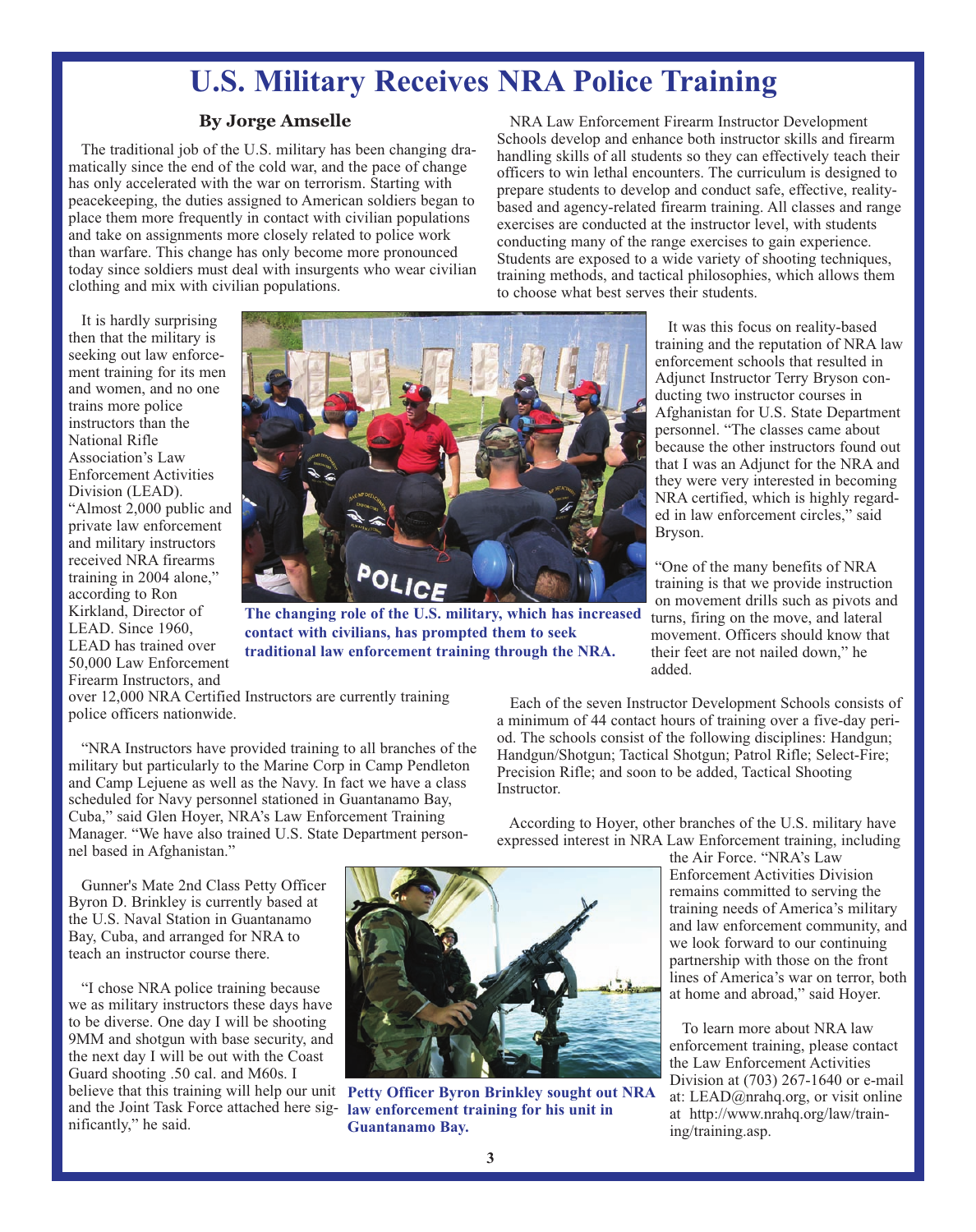# U.S. Military Receives NRA Police Training

**By Jorge Amselle**

The traditional job of the U.S. military has been changing dramatically since the end of the cold war, and the pace of change has only accelerated with the war on terrorism. Starting with peacekeeping, the duties assigned to American soldiers began to place them more frequently in contact with civilian populations and take on assignments more closely related to police work than warfare. This change has only become more pronounced today since soldiers must deal with insurgents who wear civilian clothing and mix with civilian populations.

It is hardly surprising then that the military is seeking out law enforcement training for its men and women, and no one trains more police instructors than the National Rifle Association's Law Enforcement Activities Division (LEAD). "Almost 2,000 public and private law enforcement and military instructors received NRA firearms training in 2004 alone," according to Ron Kirkland, Director of LEAD. Since 1960, LEAD has trained over 50,000 Law Enforcement Firearm Instructors, and over 12,000 NRA Certified Instructors are currently training police officers nationwide.

The changing role of the U.S. military, which has increased contact with civilians, has prompted them to seek traditional law enforcement training through the NRA.

"NRA Instructors have provided training to all branches of the military but particularly to the Marine Corp in Camp Pendleton and Camp Lejuene as well as the Navy. In fact we have a class scheduled for Navy personnel stationed in Guantanamo Bay, Cuba," said Glen Hoyer, NRA's Law Enforcement Training Manager. "We have also trained U.S. State Department personnel based in Afghanistan."

Gunner's Mate 2nd Class Petty Officer Byron D. Brinkley is currently based at the U.S. Naval Station in Guantanamo Bay, Cuba, and arranged for NRA to teach an instructor course there.

"I chose NRA police training because we as military instructors these days have to be diverse. One day I will be shooting 9MM and shotgun with base security, and the next day I will be out with the Coast Guard shooting .50 cal. and M60s. I believe that this training will help our unit and the Joint Task Force attached here significantly," he said.

Petty Officer Byron Brinkley sought out NRA law enforcement training for his unit in Guantanamo Bay.

NRA Law Enforcement Firearm Instructor Development Schools develop and enhance both instructor skills and firearm handling skills of all students so they can effectively teach their officers to win lethal encounters. The curriculum is designed to prepare students to develop and conduct safe, effective, reality-based and agency-related firearm training. All classes and range exercises are conducted at the instructor level, with students conducting many of the range exercises to gain experience. Students are exposed to a wide variety of shooting techniques, training methods, and tactical philosophies, which allows them to choose what best serves their students.

It was this focus on reality-based training and the reputation of NRA law enforcement schools that resulted in Adjunct Instructor Terry Bryson conducting two instructor courses in Afghanistan for U.S. State Department personnel. "The classes came about because the other instructors found out that I was an Adjunct for the NRA and they were very interested in becoming NRA certified, which is highly regarded in law enforcement circles," said Bryson.

"One of the many benefits of NRA training is that we provide instruction on movement drills such as pivots and turns, firing on the move, and lateral movement. Officers should know that their feet are not nailed down," he added.

Each of the seven Instructor Development Schools consists of a minimum of 44 contact hours of training over a five-day period. The schools consist of the following disciplines: Handgun; Handgun/Shotgun; Tactical Shotgun; Patrol Rifle; Select-Fire; Precision Rifle; and soon to be added, Tactical Shooting Instructor.

According to Hoyer, other branches of the U.S. military have expressed interest in NRA Law Enforcement training, including the Air Force. "NRA's Law Enforcement Activities Division remains committed to serving the training needs of America's military and law enforcement community, and we look forward to our continuing partnership with those on the front lines of America's war on terror, both at home and abroad," said Hoyer.

To learn more about NRA law enforcement training, please contact the Law Enforcement Activities Division at (703) 267-1640 or e-mail at: LEAD@nrahq.org, or visit online at http://www.nrahq.org/law/training/training.asp.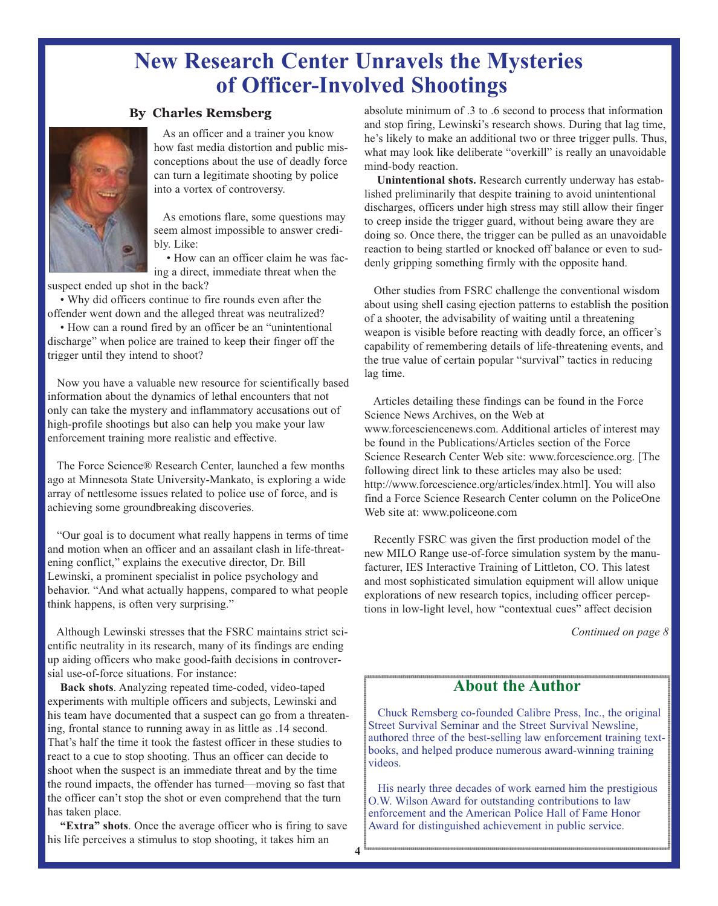# New Research Center Unravels the Mysteries of Officer-Involved Shootings

**By Charles Remsberg**

As an officer and a trainer you know how fast media distortion and public misconceptions about the use of deadly force can turn a legitimate shooting by police into a vortex of controversy.

As emotions flare, some questions may seem almost impossible to answer credibly. Like:

- How can an officer claim he was facing a direct, immediate threat when the suspect ended up shot in the back?
- Why did officers continue to fire rounds even after the offender went down and the alleged threat was neutralized?
- How can a round fired by an officer be an "unintentional discharge" when police are trained to keep their finger off the trigger until they intend to shoot?

Now you have a valuable new resource for scientifically based information about the dynamics of lethal encounters that not only can take the mystery and inflammatory accusations out of high-profile shootings but also can help you make your law enforcement training more realistic and effective.

The Force Science® Research Center, launched a few months ago at Minnesota State University-Mankato, is exploring a wide array of nettlesome issues related to police use of force, and is achieving some groundbreaking discoveries.

"Our goal is to document what really happens in terms of time and motion when an officer and an assailant clash in life-threatening conflict," explains the executive director, Dr. Bill Lewinski, a prominent specialist in police psychology and behavior. "And what actually happens, compared to what people think happens, is often very surprising."

Although Lewinski stresses that the FSRC maintains strict scientific neutrality in its research, many of its findings are ending up aiding officers who make good-faith decisions in controversial use-of-force situations. For instance:

**Back shots**. Analyzing repeated time-coded, video-taped experiments with multiple officers and subjects, Lewinski and his team have documented that a suspect can go from a threatening, frontal stance to running away in as little as .14 second. That's half the time it took the fastest officer in these studies to react to a cue to stop shooting. Thus an officer can decide to shoot when the suspect is an immediate threat and by the time the round impacts, the offender has turned—moving so fast that the officer can't stop the shot or even comprehend that the turn has taken place.

**"Extra" shots**. Once the average officer who is firing to save his life perceives a stimulus to stop shooting, it takes him an absolute minimum of .3 to .6 second to process that information and stop firing, Lewinski's research shows. During that lag time, he's likely to make an additional two or three trigger pulls. Thus, what may look like deliberate "overkill" is really an unavoidable mind-body reaction.

**Unintentional shots.** Research currently underway has established preliminarily that despite training to avoid unintentional discharges, officers under high stress may still allow their finger to creep inside the trigger guard, without being aware they are doing so. Once there, the trigger can be pulled as an unavoidable reaction to being startled or knocked off balance or even to suddenly gripping something firmly with the opposite hand.

Other studies from FSRC challenge the conventional wisdom about using shell casing ejection patterns to establish the position of a shooter, the advisability of waiting until a threatening weapon is visible before reacting with deadly force, an officer's capability of remembering details of life-threatening events, and the true value of certain popular "survival" tactics in reducing lag time.

Articles detailing these findings can be found in the Force Science News Archives, on the Web at www.forcesciencenews.com. Additional articles of interest may be found in the Publications/Articles section of the Force Science Research Center Web site: www.forcescience.org. [The following direct link to these articles may also be used: http://www.forcescience.org/articles/index.html]. You will also find a Force Science Research Center column on the PoliceOne Web site at: www.policeone.com

Recently FSRC was given the first production model of the new MILO Range use-of-force simulation system by the manufacturer, IES Interactive Training of Littleton, CO. This latest and most sophisticated simulation equipment will allow unique explorations of new research topics, including officer perceptions in low-light level, how "contextual cues" affect decision

*Continued on page 8*

## About the Author

Chuck Remsberg co-founded Calibre Press, Inc., the original Street Survival Seminar and the Street Survival Newsline, authored three of the best-selling law enforcement training textbooks, and helped produce numerous award-winning training videos.

His nearly three decades of work earned him the prestigious O.W. Wilson Award for outstanding contributions to law enforcement and the American Police Hall of Fame Honor Award for distinguished achievement in public service.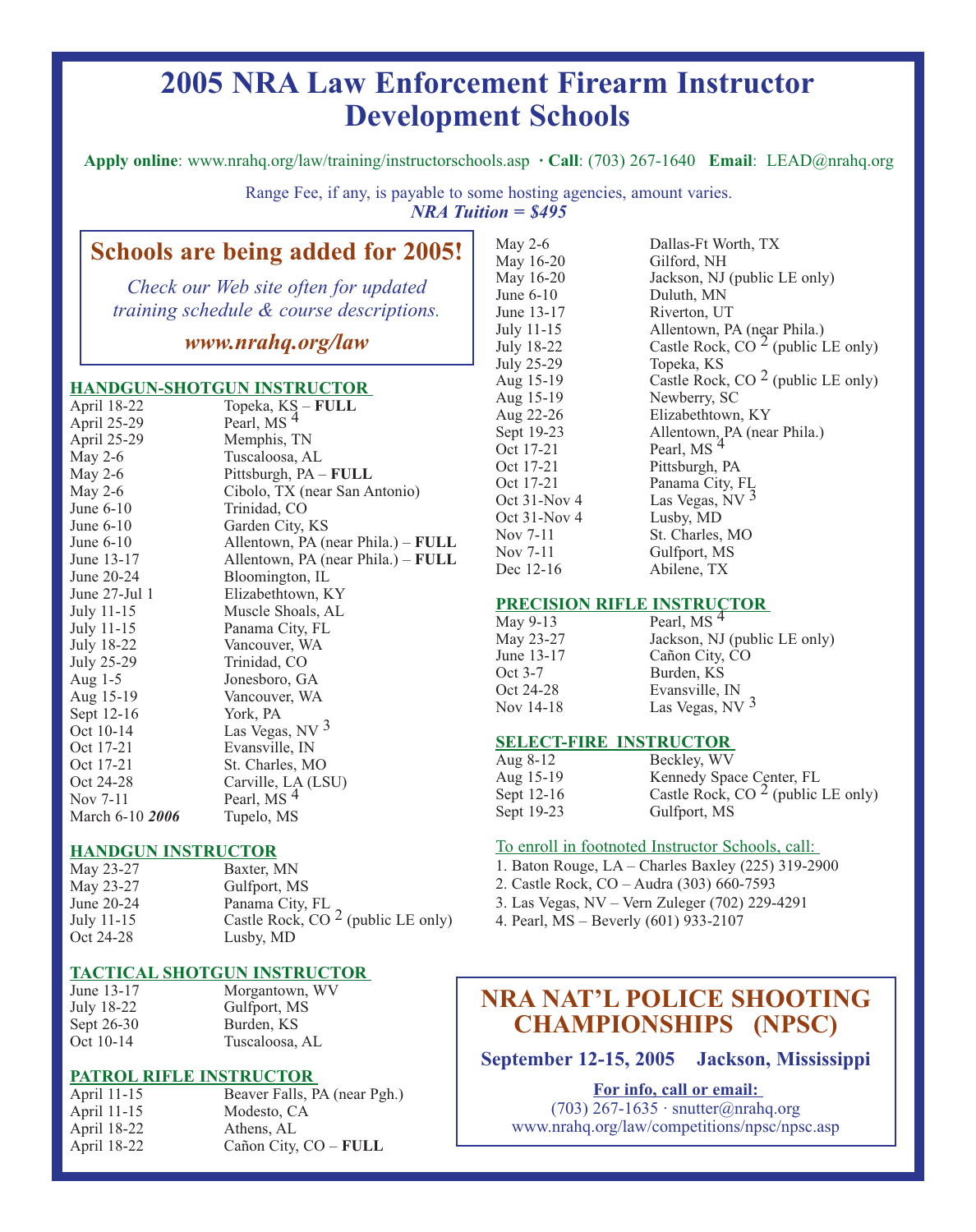# 2005 NRA Law Enforcement Firearm Instructor Development Schools

**Apply online**: www.nrahq.org/law/training/instructorschools.asp · **Call**: (703) 267-1640 **Email**: LEAD@nrahq.org

Range Fee, if any, is payable to some hosting agencies, amount varies.
***NRA Tuition = $495***

## Schools are being added for 2005!

*Check our Web site often for updated training schedule & course descriptions.*

***www.nrahq.org/law***

### HANDGUN-SHOTGUN INSTRUCTOR

| Date | Location |
|---|---|
| April 18-22 | Topeka, KS – **FULL** |
| April 25-29 | Pearl, MS [4] |
| April 25-29 | Memphis, TN |
| May 2-6 | Tuscaloosa, AL |
| May 2-6 | Pittsburgh, PA – **FULL** |
| May 2-6 | Cibolo, TX (near San Antonio) |
| June 6-10 | Trinidad, CO |
| June 6-10 | Garden City, KS |
| June 6-10 | Allentown, PA (near Phila.) – **FULL** |
| June 13-17 | Allentown, PA (near Phila.) – **FULL** |
| June 20-24 | Bloomington, IL |
| June 27-Jul 1 | Elizabethtown, KY |
| July 11-15 | Muscle Shoals, AL |
| July 11-15 | Panama City, FL |
| July 18-22 | Vancouver, WA |
| July 25-29 | Trinidad, CO |
| Aug 1-5 | Jonesboro, GA |
| Aug 15-19 | Vancouver, WA |
| Sept 12-16 | York, PA |
| Oct 10-14 | Las Vegas, NV [3] |
| Oct 17-21 | Evansville, IN |
| Oct 17-21 | St. Charles, MO |
| Oct 24-28 | Carville, LA (LSU) |
| Nov 7-11 | Pearl, MS [4] |
| March 6-10 ***2006*** | Tupelo, MS |

### HANDGUN INSTRUCTOR

| Date | Location |
|---|---|
| May 23-27 | Baxter, MN |
| May 23-27 | Gulfport, MS |
| June 20-24 | Panama City, FL |
| July 11-15 | Castle Rock, CO [2] (public LE only) |
| Oct 24-28 | Lusby, MD |

### TACTICAL SHOTGUN INSTRUCTOR

| Date | Location |
|---|---|
| June 13-17 | Morgantown, WV |
| July 18-22 | Gulfport, MS |
| Sept 26-30 | Burden, KS |
| Oct 10-14 | Tuscaloosa, AL |

### PATROL RIFLE INSTRUCTOR

| Date | Location |
|---|---|
| April 11-15 | Beaver Falls, PA (near Pgh.) |
| April 11-15 | Modesto, CA |
| April 18-22 | Athens, AL |
| April 18-22 | Cañon City, CO – **FULL** |
| May 2-6 | Dallas-Ft Worth, TX |
| May 16-20 | Gilford, NH |
| May 16-20 | Jackson, NJ (public LE only) |
| June 6-10 | Duluth, MN |
| June 13-17 | Riverton, UT |
| July 11-15 | Allentown, PA (near Phila.) |
| July 18-22 | Castle Rock, CO [2] (public LE only) |
| July 25-29 | Topeka, KS |
| Aug 15-19 | Castle Rock, CO [2] (public LE only) |
| Aug 15-19 | Newberry, SC |
| Aug 22-26 | Elizabethtown, KY |
| Sept 19-23 | Allentown, PA (near Phila.) |
| Oct 17-21 | Pearl, MS [4] |
| Oct 17-21 | Pittsburgh, PA |
| Oct 17-21 | Panama City, FL |
| Oct 31-Nov 4 | Las Vegas, NV [3] |
| Oct 31-Nov 4 | Lusby, MD |
| Nov 7-11 | St. Charles, MO |
| Nov 7-11 | Gulfport, MS |
| Dec 12-16 | Abilene, TX |

### PRECISION RIFLE INSTRUCTOR

| Date | Location |
|---|---|
| May 9-13 | Pearl, MS [4] |
| May 23-27 | Jackson, NJ (public LE only) |
| June 13-17 | Cañon City, CO |
| Oct 3-7 | Burden, KS |
| Oct 24-28 | Evansville, IN |
| Nov 14-18 | Las Vegas, NV [3] |

### SELECT-FIRE INSTRUCTOR

| Date | Location |
|---|---|
| Aug 8-12 | Beckley, WV |
| Aug 15-19 | Kennedy Space Center, FL |
| Sept 12-16 | Castle Rock, CO [2] (public LE only) |
| Sept 19-23 | Gulfport, MS |

To enroll in footnoted Instructor Schools, call:

1. Baton Rouge, LA – Charles Baxley (225) 319-2900
2. Castle Rock, CO – Audra (303) 660-7593
3. Las Vegas, NV – Vern Zuleger (702) 229-4291
4. Pearl, MS – Beverly (601) 933-2107

## NRA NAT'L POLICE SHOOTING CHAMPIONSHIPS (NPSC)

**September 12-15, 2005 Jackson, Mississippi**

**For info, call or email:**
(703) 267-1635 · snutter@nrahq.org
www.nrahq.org/law/competitions/npsc/npsc.asp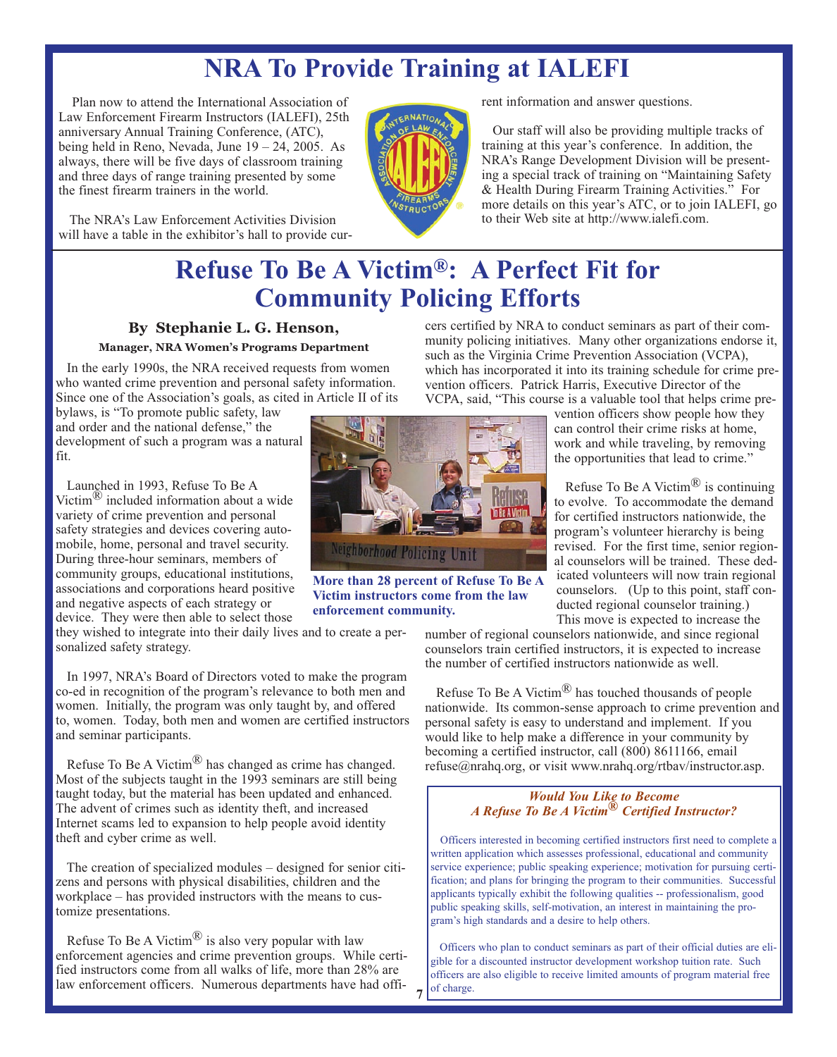# NRA To Provide Training at IALEFI

Plan now to attend the International Association of Law Enforcement Firearm Instructors (IALEFI), 25th anniversary Annual Training Conference, (ATC), being held in Reno, Nevada, June 19 – 24, 2005. As always, there will be five days of classroom training and three days of range training presented by some the finest firearm trainers in the world.

The NRA's Law Enforcement Activities Division will have a table in the exhibitor's hall to provide current information and answer questions.

Our staff will also be providing multiple tracks of training at this year's conference. In addition, the NRA's Range Development Division will be presenting a special track of training on "Maintaining Safety & Health During Firearm Training Activities." For more details on this year's ATC, or to join IALEFI, go to their Web site at http://www.ialefi.com.

# Refuse To Be A Victim®: A Perfect Fit for Community Policing Efforts

**By Stephanie L. G. Henson,**

**Manager, NRA Women's Programs Department**

In the early 1990s, the NRA received requests from women who wanted crime prevention and personal safety information. Since one of the Association's goals, as cited in Article II of its bylaws, is "To promote public safety, law and order and the national defense," the development of such a program was a natural fit.

Launched in 1993, Refuse To Be A Victim® included information about a wide variety of crime prevention and personal safety strategies and devices covering automobile, home, personal and travel security. During three-hour seminars, members of community groups, educational institutions, associations and corporations heard positive and negative aspects of each strategy or device. They were then able to select those they wished to integrate into their daily lives and to create a personalized safety strategy.

**More than 28 percent of Refuse To Be A Victim instructors come from the law enforcement community.**

In 1997, NRA's Board of Directors voted to make the program co-ed in recognition of the program's relevance to both men and women. Initially, the program was only taught by, and offered to, women. Today, both men and women are certified instructors and seminar participants.

Refuse To Be A Victim® has changed as crime has changed. Most of the subjects taught in the 1993 seminars are still being taught today, but the material has been updated and enhanced. The advent of crimes such as identity theft, and increased Internet scams led to expansion to help people avoid identity theft and cyber crime as well.

The creation of specialized modules – designed for senior citizens and persons with physical disabilities, children and the workplace – has provided instructors with the means to customize presentations.

Refuse To Be A Victim® is also very popular with law enforcement agencies and crime prevention groups. While certified instructors come from all walks of life, more than 28% are law enforcement officers. Numerous departments have had officers certified by NRA to conduct seminars as part of their community policing initiatives. Many other organizations endorse it, such as the Virginia Crime Prevention Association (VCPA), which has incorporated it into its training schedule for crime prevention officers. Patrick Harris, Executive Director of the VCPA, said, "This course is a valuable tool that helps crime prevention officers show people how they can control their crime risks at home, work and while traveling, by removing the opportunities that lead to crime."

Refuse To Be A Victim® is continuing to evolve. To accommodate the demand for certified instructors nationwide, the program's volunteer hierarchy is being revised. For the first time, senior regional counselors will be trained. These dedicated volunteers will now train regional counselors. (Up to this point, staff conducted regional counselor training.) This move is expected to increase the number of regional counselors nationwide, and since regional counselors train certified instructors, it is expected to increase the number of certified instructors nationwide as well.

Refuse To Be A Victim® has touched thousands of people nationwide. Its common-sense approach to crime prevention and personal safety is easy to understand and implement. If you would like to help make a difference in your community by becoming a certified instructor, call (800) 8611166, email refuse@nrahq.org, or visit www.nrahq.org/rtbav/instructor.asp.

### *Would You Like to Become A Refuse To Be A Victim® Certified Instructor?*

Officers interested in becoming certified instructors first need to complete a written application which assesses professional, educational and community service experience; public speaking experience; motivation for pursuing certification; and plans for bringing the program to their communities. Successful applicants typically exhibit the following qualities -- professionalism, good public speaking skills, self-motivation, an interest in maintaining the program's high standards and a desire to help others.

Officers who plan to conduct seminars as part of their official duties are eligible for a discounted instructor development workshop tuition rate. Such officers are also eligible to receive limited amounts of program material free of charge.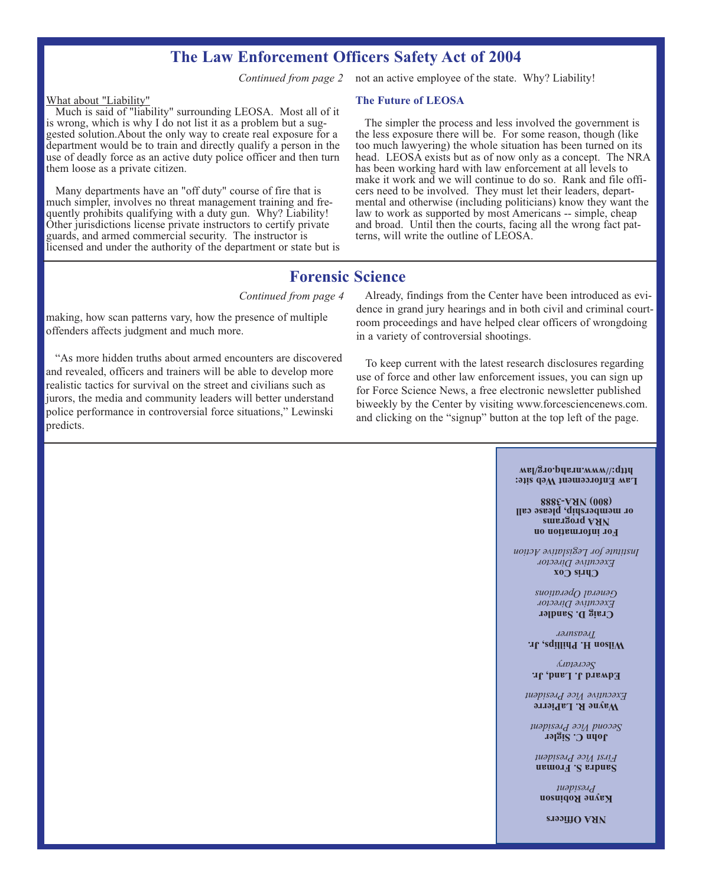## The Law Enforcement Officers Safety Act of 2004

*Continued from page 2*

What about "Liability"

Much is said of "liability" surrounding LEOSA. Most all of it is wrong, which is why I do not list it as a problem but a suggested solution.About the only way to create real exposure for a department would be to train and directly qualify a person in the use of deadly force as an active duty police officer and then turn them loose as a private citizen.

Many departments have an "off duty" course of fire that is much simpler, involves no threat management training and frequently prohibits qualifying with a duty gun. Why? Liability! Other jurisdictions license private instructors to certify private guards, and armed commercial security. The instructor is licensed and under the authority of the department or state but is not an active employee of the state. Why? Liability!

### The Future of LEOSA

The simpler the process and less involved the government is the less exposure there will be. For some reason, though (like too much lawyering) the whole situation has been turned on its head. LEOSA exists but as of now only as a concept. The NRA has been working hard with law enforcement at all levels to make it work and we will continue to do so. Rank and file officers need to be involved. They must let their leaders, departmental and otherwise (including politicians) know they want the law to work as supported by most Americans -- simple, cheap and broad. Until then the courts, facing all the wrong fact patterns, will write the outline of LEOSA.

## Forensic Science

*Continued from page 4*

making, how scan patterns vary, how the presence of multiple offenders affects judgment and much more.

"As more hidden truths about armed encounters are discovered and revealed, officers and trainers will be able to develop more realistic tactics for survival on the street and civilians such as jurors, the media and community leaders will better understand police performance in controversial force situations," Lewinski predicts.

Already, findings from the Center have been introduced as evidence in grand jury hearings and in both civil and criminal courtroom proceedings and have helped clear officers of wrongdoing in a variety of controversial shootings.

To keep current with the latest research disclosures regarding use of force and other law enforcement issues, you can sign up for Force Science News, a free electronic newsletter published biweekly by the Center by visiting www.forcesciencenews.com. and clicking on the "signup" button at the top left of the page.

**NRA Officers**

**Kayne Robinson**
*President*

**Sandra S. Froman**
*First Vice President*

**John C. Sigler**
*Second Vice President*

**Wayne R. LaPierre**
*Executive Vice President*

**Edward J. Land, Jr.**
*Secretary*

**Wilson H. Phillips, Jr.**
*Treasurer*

**Craig D. Sandler**
*Executive Director*
*General Operations*

**Chris Cox**
*Executive Director*
*Institute for Legislative Action*

**For information on NRA programs or membership, please call (800) NRA-3888**

**Law Enforcement Web site: http://www.nrahq.org/law**